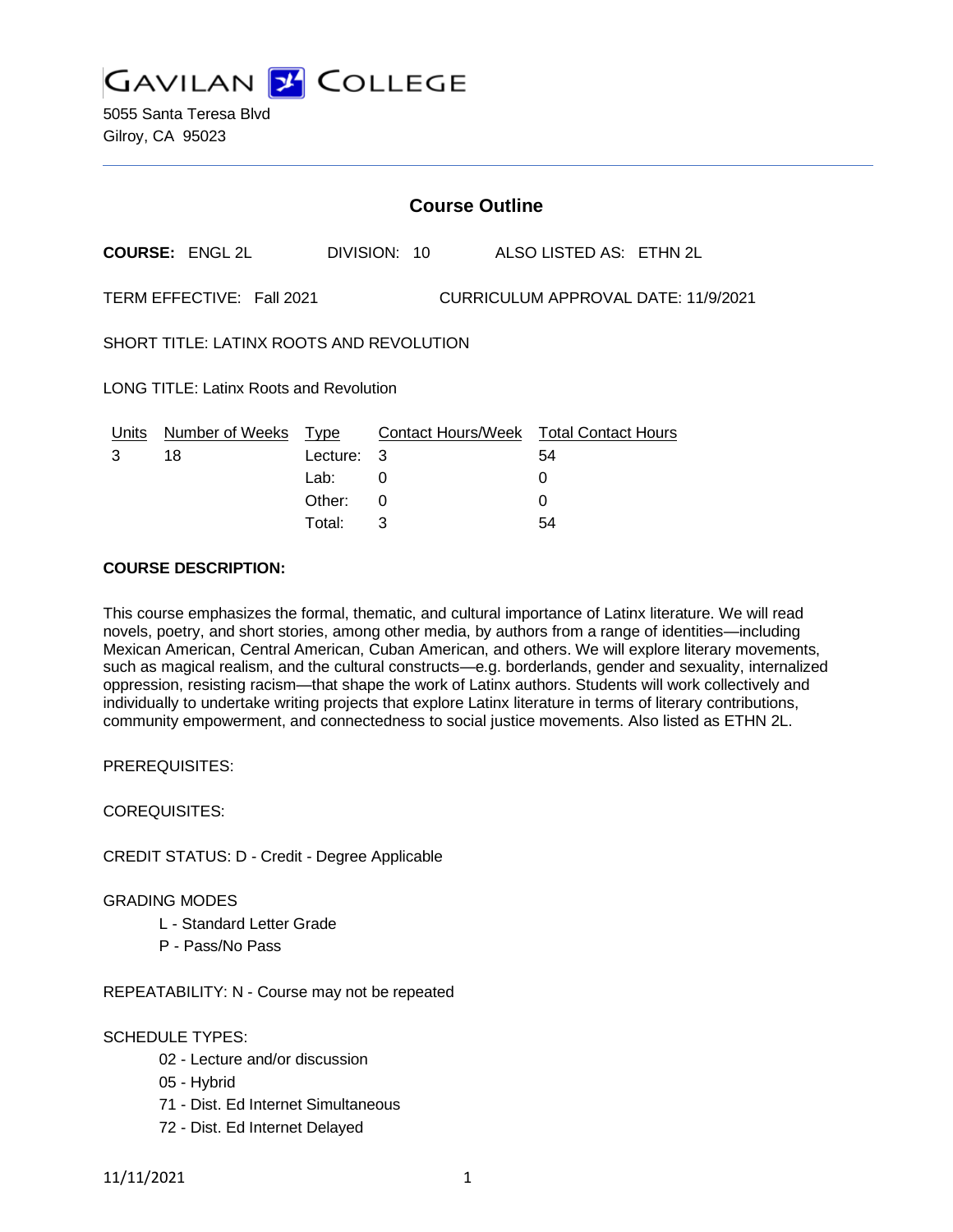# GAVILAN COLLEGE

5055 Santa Teresa Blvd
Gilroy, CA 95023

## Course Outline

**COURSE:** ENGL 2L DIVISION: 10 ALSO LISTED AS: ETHN 2L

TERM EFFECTIVE: Fall 2021 CURRICULUM APPROVAL DATE: 11/9/2021

SHORT TITLE: LATINX ROOTS AND REVOLUTION

LONG TITLE: Latinx Roots and Revolution

| Units | Number of Weeks | Type | Contact Hours/Week | Total Contact Hours |
|---|---|---|---|---|
| 3 | 18 | Lecture: | 3 | 54 |
| | | Lab: | 0 | 0 |
| | | Other: | 0 | 0 |
| | | Total: | 3 | 54 |

**COURSE DESCRIPTION:**

This course emphasizes the formal, thematic, and cultural importance of Latinx literature. We will read novels, poetry, and short stories, among other media, by authors from a range of identities—including Mexican American, Central American, Cuban American, and others. We will explore literary movements, such as magical realism, and the cultural constructs—e.g. borderlands, gender and sexuality, internalized oppression, resisting racism—that shape the work of Latinx authors. Students will work collectively and individually to undertake writing projects that explore Latinx literature in terms of literary contributions, community empowerment, and connectedness to social justice movements. Also listed as ETHN 2L.

PREREQUISITES:

COREQUISITES:

CREDIT STATUS: D - Credit - Degree Applicable

GRADING MODES

- L - Standard Letter Grade
- P - Pass/No Pass

REPEATABILITY: N - Course may not be repeated

SCHEDULE TYPES:

- 02 - Lecture and/or discussion
- 05 - Hybrid
- 71 - Dist. Ed Internet Simultaneous
- 72 - Dist. Ed Internet Delayed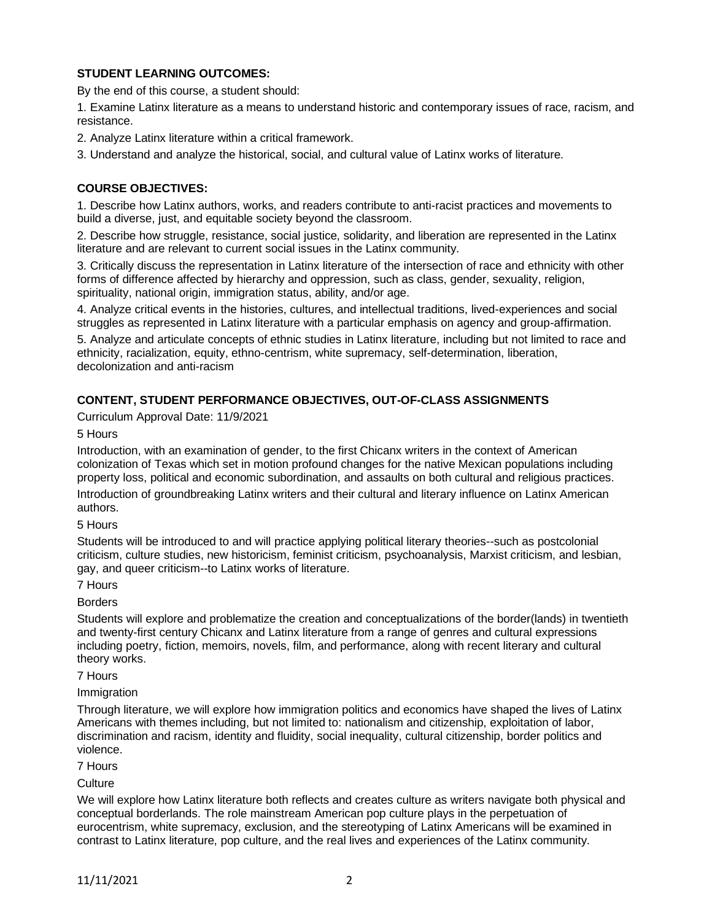**STUDENT LEARNING OUTCOMES:**

By the end of this course, a student should:

1. Examine Latinx literature as a means to understand historic and contemporary issues of race, racism, and resistance.
2. Analyze Latinx literature within a critical framework.
3. Understand and analyze the historical, social, and cultural value of Latinx works of literature.

**COURSE OBJECTIVES:**

1. Describe how Latinx authors, works, and readers contribute to anti-racist practices and movements to build a diverse, just, and equitable society beyond the classroom.
2. Describe how struggle, resistance, social justice, solidarity, and liberation are represented in the Latinx literature and are relevant to current social issues in the Latinx community.
3. Critically discuss the representation in Latinx literature of the intersection of race and ethnicity with other forms of difference affected by hierarchy and oppression, such as class, gender, sexuality, religion, spirituality, national origin, immigration status, ability, and/or age.
4. Analyze critical events in the histories, cultures, and intellectual traditions, lived-experiences and social struggles as represented in Latinx literature with a particular emphasis on agency and group-affirmation.
5. Analyze and articulate concepts of ethnic studies in Latinx literature, including but not limited to race and ethnicity, racialization, equity, ethno-centrism, white supremacy, self-determination, liberation, decolonization and anti-racism

**CONTENT, STUDENT PERFORMANCE OBJECTIVES, OUT-OF-CLASS ASSIGNMENTS**

Curriculum Approval Date: 11/9/2021

5 Hours

Introduction, with an examination of gender, to the first Chicanx writers in the context of American colonization of Texas which set in motion profound changes for the native Mexican populations including property loss, political and economic subordination, and assaults on both cultural and religious practices. Introduction of groundbreaking Latinx writers and their cultural and literary influence on Latinx American authors.

5 Hours

Students will be introduced to and will practice applying political literary theories--such as postcolonial criticism, culture studies, new historicism, feminist criticism, psychoanalysis, Marxist criticism, and lesbian, gay, and queer criticism--to Latinx works of literature.

7 Hours

Borders

Students will explore and problematize the creation and conceptualizations of the border(lands) in twentieth and twenty-first century Chicanx and Latinx literature from a range of genres and cultural expressions including poetry, fiction, memoirs, novels, film, and performance, along with recent literary and cultural theory works.

7 Hours

Immigration

Through literature, we will explore how immigration politics and economics have shaped the lives of Latinx Americans with themes including, but not limited to: nationalism and citizenship, exploitation of labor, discrimination and racism, identity and fluidity, social inequality, cultural citizenship, border politics and violence.

7 Hours

Culture

We will explore how Latinx literature both reflects and creates culture as writers navigate both physical and conceptual borderlands. The role mainstream American pop culture plays in the perpetuation of eurocentrism, white supremacy, exclusion, and the stereotyping of Latinx Americans will be examined in contrast to Latinx literature, pop culture, and the real lives and experiences of the Latinx community.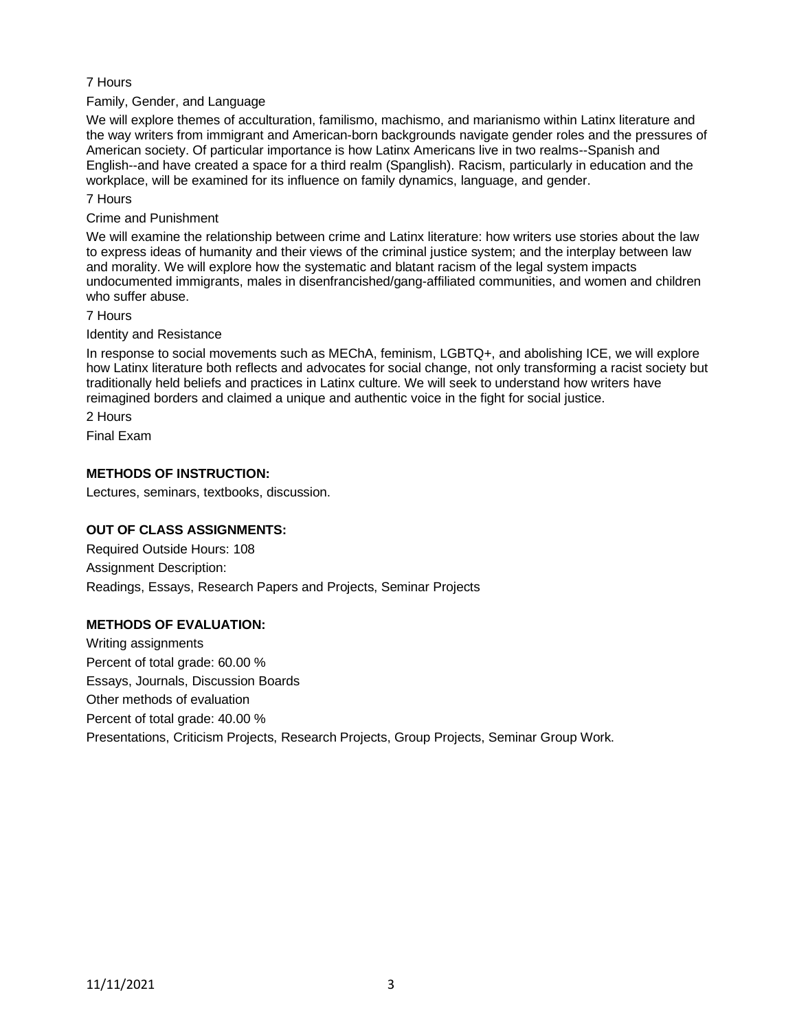7 Hours

Family, Gender, and Language

We will explore themes of acculturation, familismo, machismo, and marianismo within Latinx literature and the way writers from immigrant and American-born backgrounds navigate gender roles and the pressures of American society. Of particular importance is how Latinx Americans live in two realms--Spanish and English--and have created a space for a third realm (Spanglish). Racism, particularly in education and the workplace, will be examined for its influence on family dynamics, language, and gender.

7 Hours

Crime and Punishment

We will examine the relationship between crime and Latinx literature: how writers use stories about the law to express ideas of humanity and their views of the criminal justice system; and the interplay between law and morality. We will explore how the systematic and blatant racism of the legal system impacts undocumented immigrants, males in disenfrancished/gang-affiliated communities, and women and children who suffer abuse.

7 Hours

Identity and Resistance

In response to social movements such as MEChA, feminism, LGBTQ+, and abolishing ICE, we will explore how Latinx literature both reflects and advocates for social change, not only transforming a racist society but traditionally held beliefs and practices in Latinx culture. We will seek to understand how writers have reimagined borders and claimed a unique and authentic voice in the fight for social justice.

2 Hours

Final Exam

**METHODS OF INSTRUCTION:**

Lectures, seminars, textbooks, discussion.

**OUT OF CLASS ASSIGNMENTS:**

Required Outside Hours: 108

Assignment Description:

Readings, Essays, Research Papers and Projects, Seminar Projects

**METHODS OF EVALUATION:**

Writing assignments

Percent of total grade: 60.00 %

Essays, Journals, Discussion Boards

Other methods of evaluation

Percent of total grade: 40.00 %

Presentations, Criticism Projects, Research Projects, Group Projects, Seminar Group Work.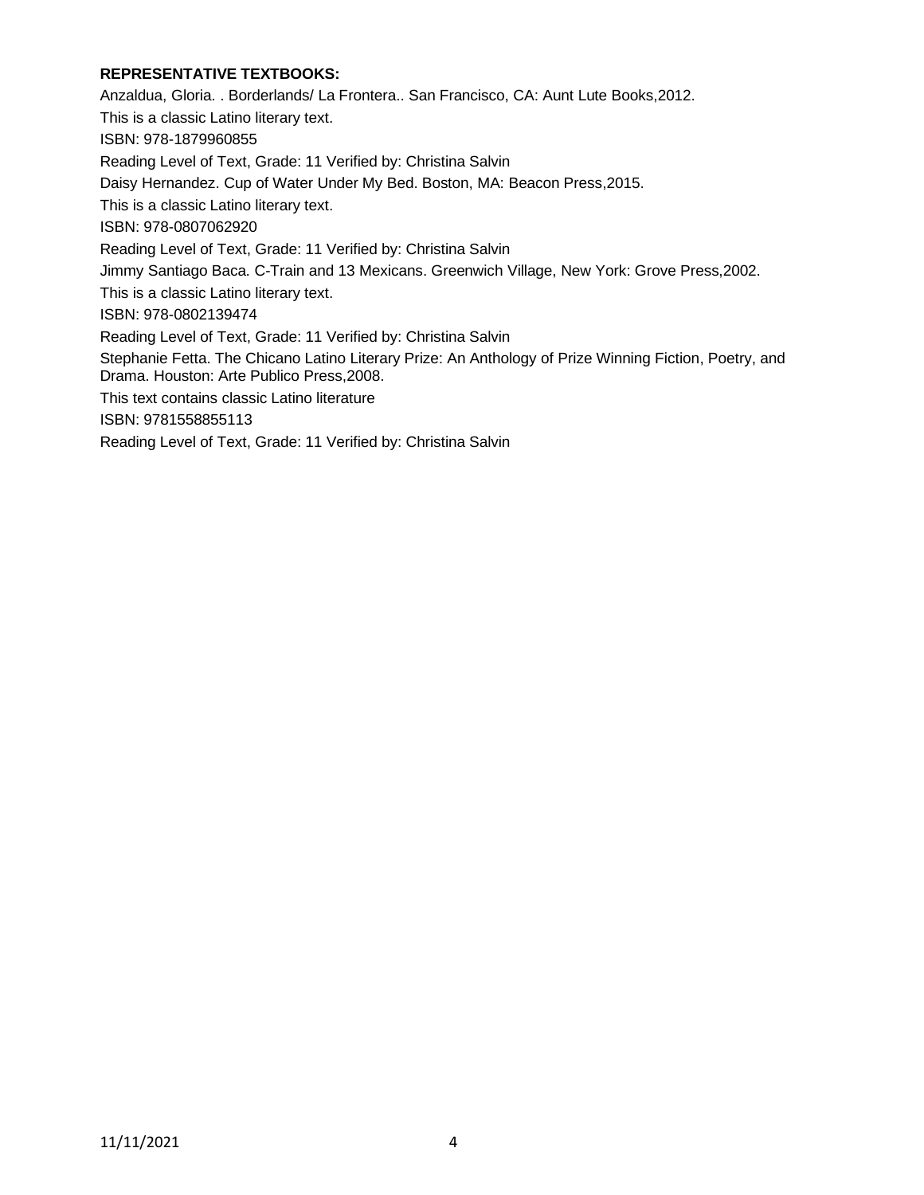**REPRESENTATIVE TEXTBOOKS:**

Anzaldua, Gloria. . Borderlands/ La Frontera.. San Francisco, CA: Aunt Lute Books,2012.

This is a classic Latino literary text.

ISBN: 978-1879960855

Reading Level of Text, Grade: 11 Verified by: Christina Salvin

Daisy Hernandez. Cup of Water Under My Bed. Boston, MA: Beacon Press,2015.

This is a classic Latino literary text.

ISBN: 978-0807062920

Reading Level of Text, Grade: 11 Verified by: Christina Salvin

Jimmy Santiago Baca. C-Train and 13 Mexicans. Greenwich Village, New York: Grove Press,2002.

This is a classic Latino literary text.

ISBN: 978-0802139474

Reading Level of Text, Grade: 11 Verified by: Christina Salvin

Stephanie Fetta. The Chicano Latino Literary Prize: An Anthology of Prize Winning Fiction, Poetry, and Drama. Houston: Arte Publico Press,2008.

This text contains classic Latino literature

ISBN: 9781558855113

Reading Level of Text, Grade: 11 Verified by: Christina Salvin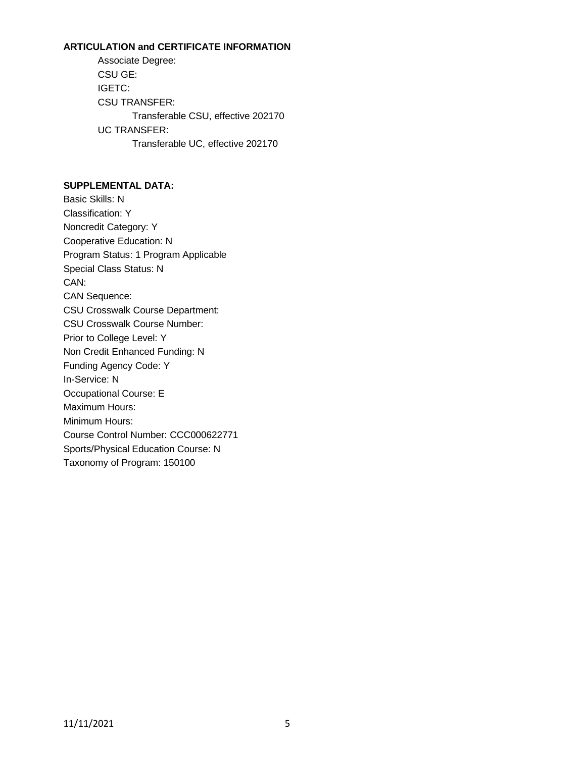**ARTICULATION and CERTIFICATE INFORMATION**

Associate Degree:

CSU GE:

IGETC:

CSU TRANSFER:

Transferable CSU, effective 202170

UC TRANSFER:

Transferable UC, effective 202170

**SUPPLEMENTAL DATA:**

Basic Skills: N
Classification: Y
Noncredit Category: Y
Cooperative Education: N
Program Status: 1 Program Applicable
Special Class Status: N
CAN:
CAN Sequence:
CSU Crosswalk Course Department:
CSU Crosswalk Course Number:
Prior to College Level: Y
Non Credit Enhanced Funding: N
Funding Agency Code: Y
In-Service: N
Occupational Course: E
Maximum Hours:
Minimum Hours:
Course Control Number: CCC000622771
Sports/Physical Education Course: N
Taxonomy of Program: 150100